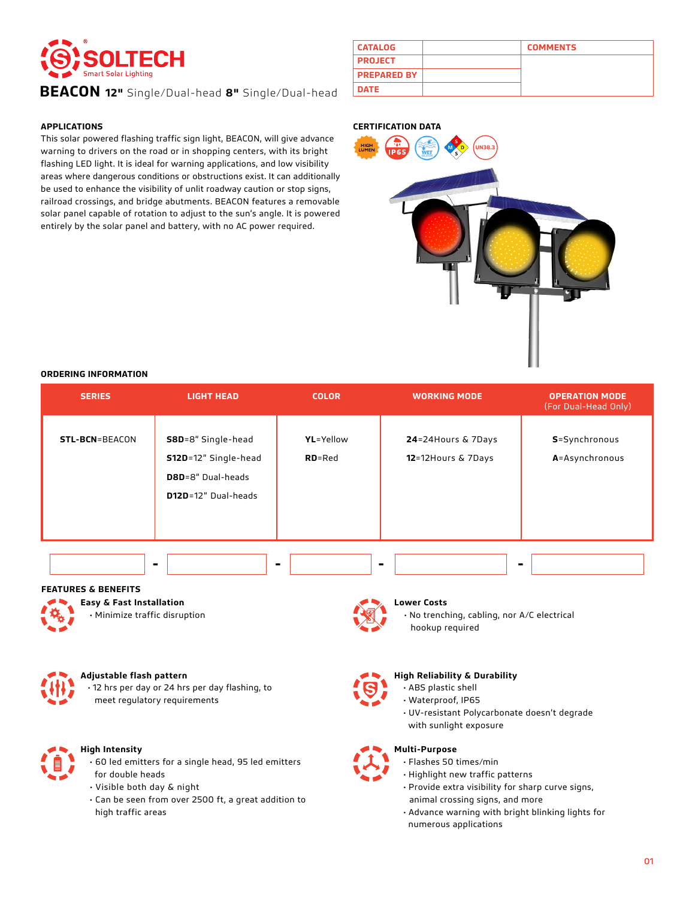SOLTECH
Smart Solar Lighting

# BEACON 12" Single/Dual-head 8" Single/Dual-head

| CATALOG | | COMMENTS |
|---|---|---|
| PROJECT | | |
| PREPARED BY | | |
| DATE | | |

## APPLICATIONS

This solar powered flashing traffic sign light, BEACON, will give advance warning to drivers on the road or in shopping centers, with its bright flashing LED light. It is ideal for warning applications, and low visibility areas where dangerous conditions or obstructions exist. It can additionally be used to enhance the visibility of unlit roadway caution or stop signs, railroad crossings, and bridge abutments. BEACON features a removable solar panel capable of rotation to adjust to the sun's angle. It is powered entirely by the solar panel and battery, with no AC power required.

## CERTIFICATION DATA

HIGH LUMEN, IP65, WET, UN38.3

## ORDERING INFORMATION

| SERIES | LIGHT HEAD | COLOR | WORKING MODE | OPERATION MODE (For Dual-Head Only) |
|---|---|---|---|---|
| **STL-BCN**=BEACON | **S8D**=8" Single-head<br>**S12D**=12" Single-head<br>**D8D**=8" Dual-heads<br>**D12D**=12" Dual-heads | **YL**=Yellow<br>**RD**=Red | **24**=24Hours & 7Days<br>**12**=12Hours & 7Days | **S**=Synchronous<br>**A**=Asynchronous |

___ - ___ - ___ - ___ - ___

## FEATURES & BENEFITS

**Easy & Fast Installation**
- Minimize traffic disruption

**Adjustable flash pattern**
- 12 hrs per day or 24 hrs per day flashing, to meet regulatory requirements

**High Intensity**
- 60 led emitters for a single head, 95 led emitters for double heads
- Visible both day & night
- Can be seen from over 2500 ft, a great addition to high traffic areas

**Lower Costs**
- No trenching, cabling, nor A/C electrical hookup required

**High Reliability & Durability**
- ABS plastic shell
- Waterproof, IP65
- UV-resistant Polycarbonate doesn't degrade with sunlight exposure

**Multi-Purpose**
- Flashes 50 times/min
- Highlight new traffic patterns
- Provide extra visibility for sharp curve signs, animal crossing signs, and more
- Advance warning with bright blinking lights for numerous applications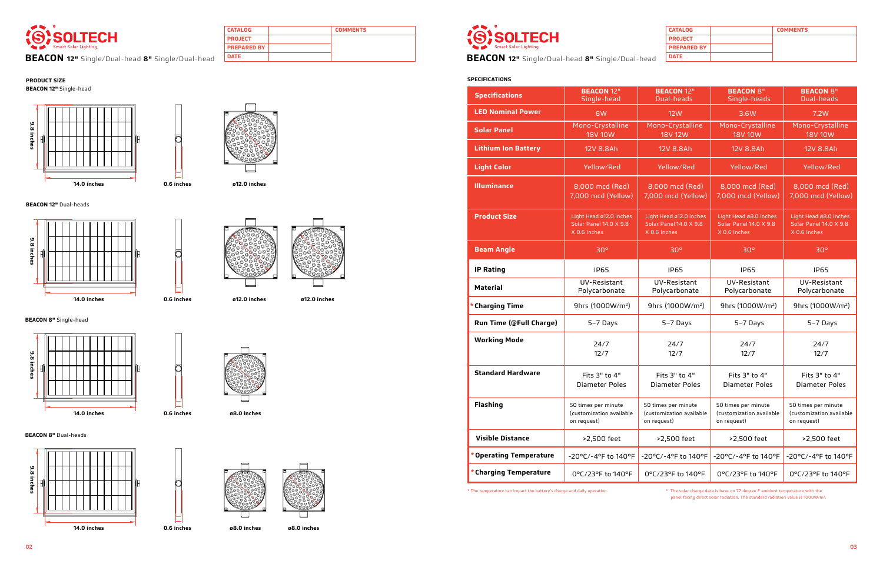# SOLTECH
Smart Solar Lighting

**BEACON 12"** Single/Dual-head **8"** Single/Dual-head

| CATALOG | | COMMENTS |
|---|---|---|
| PROJECT | | |
| PREPARED BY | | |
| DATE | | |

## PRODUCT SIZE

**BEACON 12"** Single-head

9.8 inches | 14.0 inches | 0.6 inches | ø12.0 inches

**BEACON 12"** Dual-heads

9.8 inches | 14.0 inches | 0.6 inches | ø12.0 inches | ø12.0 inches

**BEACON 8"** Single-head

9.8 inches | 14.0 inches | 0.6 inches | ø8.0 inches

**BEACON 8"** Dual-heads

9.8 inches | 14.0 inches | 0.6 inches | ø8.0 inches | ø8.0 inches

# SOLTECH
Smart Solar Lighting

**BEACON 12"** Single/Dual-head **8"** Single/Dual-head

| CATALOG | | COMMENTS |
|---|---|---|
| PROJECT | | |
| PREPARED BY | | |
| DATE | | |

## SPECIFICATIONS

| Specifications | BEACON 12" Single-head | BEACON 12" Dual-heads | BEACON 8" Single-heads | BEACON 8" Dual-heads |
|---|---|---|---|---|
| LED Nominal Power | 6W | 12W | 3.6W | 7.2W |
| Solar Panel | Mono-Crystalline 18V 10W | Mono-Crystalline 18V 12W | Mono-Crystalline 18V 10W | Mono-Crystalline 18V 10W |
| Lithium Ion Battery | 12V 8.8Ah | 12V 8.8Ah | 12V 8.8Ah | 12V 8.8Ah |
| Light Color | Yellow/Red | Yellow/Red | Yellow/Red | Yellow/Red |
| Illuminance | 8,000 mcd (Red) 7,000 mcd (Yellow) | 8,000 mcd (Red) 7,000 mcd (Yellow) | 8,000 mcd (Red) 7,000 mcd (Yellow) | 8,000 mcd (Red) 7,000 mcd (Yellow) |
| Product Size | Light Head ø12.0 Inches Solar Panel 14.0 X 9.8 X 0.6 Inches | Light Head ø12.0 Inches Solar Panel 14.0 X 9.8 X 0.6 Inches | Light Head ø8.0 Inches Solar Panel 14.0 X 9.8 X 0.6 Inches | Light Head ø8.0 Inches Solar Panel 14.0 X 9.8 X 0.6 Inches |
| Beam Angle | 30° | 30° | 30° | 30° |
| IP Rating | IP65 | IP65 | IP65 | IP65 |
| Material | UV-Resistant Polycarbonate | UV-Resistant Polycarbonate | UV-Resistant Polycarbonate | UV-Resistant Polycarbonate |
| *Charging Time | 9hrs (1000W/m$^2$) | 9hrs (1000W/m$^2$) | 9hrs (1000W/m$^2$) | 9hrs (1000W/m$^2$) |
| Run Time (@Full Charge) | 5–7 Days | 5–7 Days | 5–7 Days | 5–7 Days |
| Working Mode | 24/7 12/7 | 24/7 12/7 | 24/7 12/7 | 24/7 12/7 |
| Standard Hardware | Fits 3" to 4" Diameter Poles | Fits 3" to 4" Diameter Poles | Fits 3" to 4" Diameter Poles | Fits 3" to 4" Diameter Poles |
| Flashing | 50 times per minute (customization available on request) | 50 times per minute (customization available on request) | 50 times per minute (customization available on request) | 50 times per minute (customization available on request) |
| Visible Distance | >2,500 feet | >2,500 feet | >2,500 feet | >2,500 feet |
| *Operating Temperature | -20°C/-4°F to 140°F | -20°C/-4°F to 140°F | -20°C/-4°F to 140°F | -20°C/-4°F to 140°F |
| *Charging Temperature | 0°C/23°F to 140°F | 0°C/23°F to 140°F | 0°C/23°F to 140°F | 0°C/23°F to 140°F |

* The temperature can impact the battery's charge and daily operation.

* The solar charge data is base on 77 degree F ambient temperature with the panel facing direct solar radiation. The standard radiation value is 1000W/m$^2$.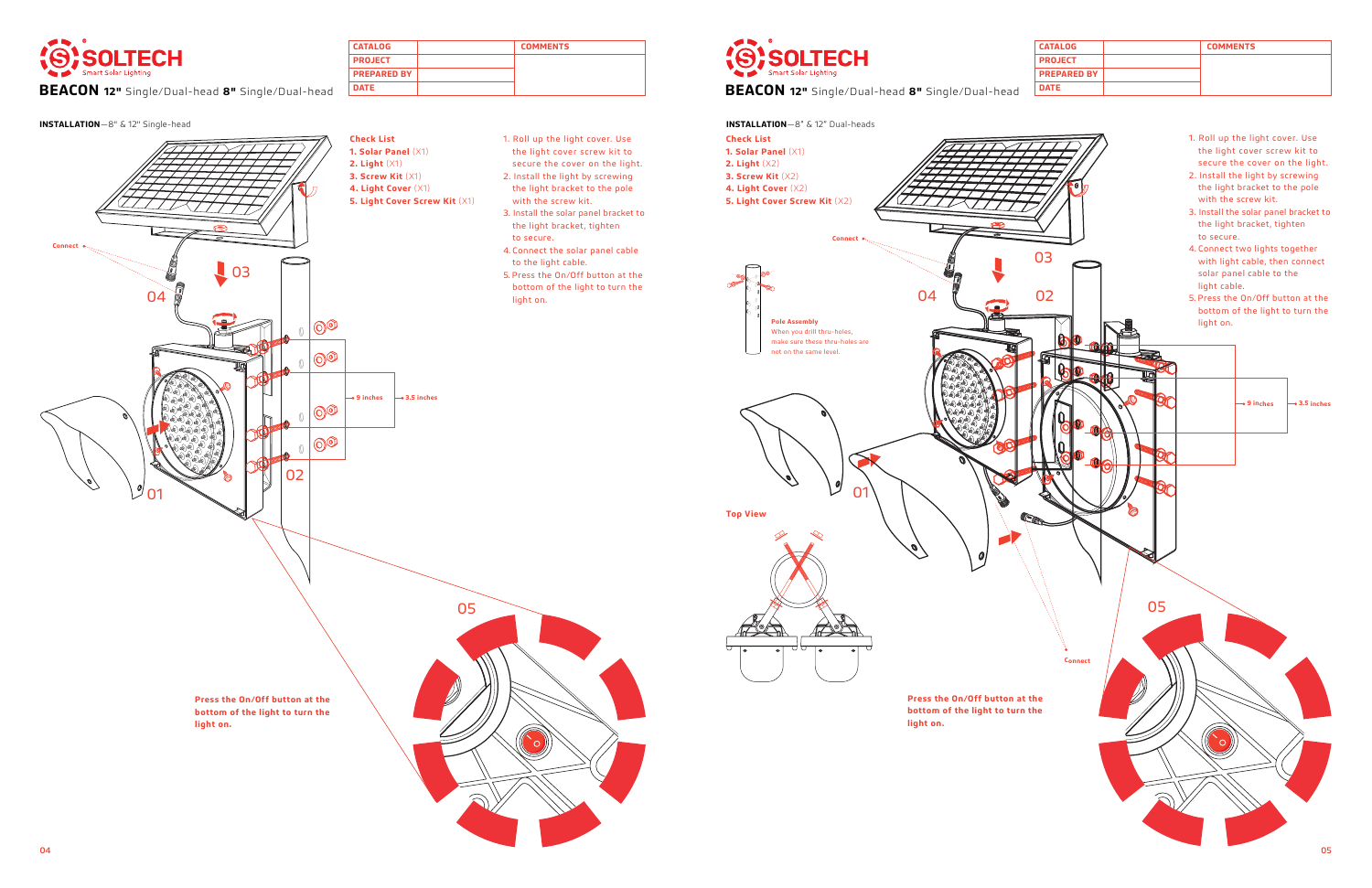# SOLTECH

Smart Solar Lighting

## BEACON 12" Single/Dual-head 8" Single/Dual-head

| CATALOG | | COMMENTS |
|---|---|---|
| PROJECT | | |
| PREPARED BY | | |
| DATE | | |

**INSTALLATION**—8" & 12" Single-head

**Check List**

1. **Solar Panel** (X1)
2. **Light** (X1)
3. **Screw Kit** (X1)
4. **Light Cover** (X1)
5. **Light Cover Screw Kit** (X1)

1. Roll up the light cover. Use the light cover screw kit to secure the cover on the light.
2. Install the light by screwing the light bracket to the pole with the screw kit.
3. Install the solar panel bracket to the light bracket, tighten to secure.
4. Connect the solar panel cable to the light cable.
5. Press the On/Off button at the bottom of the light to turn the light on.

Connect

9 inches

3.5 inches

01 02 03 04 05

**Press the On/Off button at the bottom of the light to turn the light on.**

# SOLTECH

Smart Solar Lighting

## BEACON 12" Single/Dual-head 8" Single/Dual-head

| CATALOG | | COMMENTS |
|---|---|---|
| PROJECT | | |
| PREPARED BY | | |
| DATE | | |

**INSTALLATION**—8" & 12" Dual-heads

**Check List**

1. **Solar Panel** (X1)
2. **Light** (X2)
3. **Screw Kit** (X2)
4. **Light Cover** (X2)
5. **Light Cover Screw Kit** (X2)

1. Roll up the light cover. Use the light cover screw kit to secure the cover on the light.
2. Install the light by screwing the light bracket to the pole with the screw kit.
3. Install the solar panel bracket to the light bracket, tighten to secure.
4. Connect two lights together with light cable, then connect solar panel cable to the light cable.
5. Press the On/Off button at the bottom of the light to turn the light on.

**Pole Assembly**

When you drill thru-holes, make sure these thru-holes are not on the same level.

Connect

9 inches

3.5 inches

**Top View**

01 02 03 04 05

Connect

**Press the On/Off button at the bottom of the light to turn the light on.**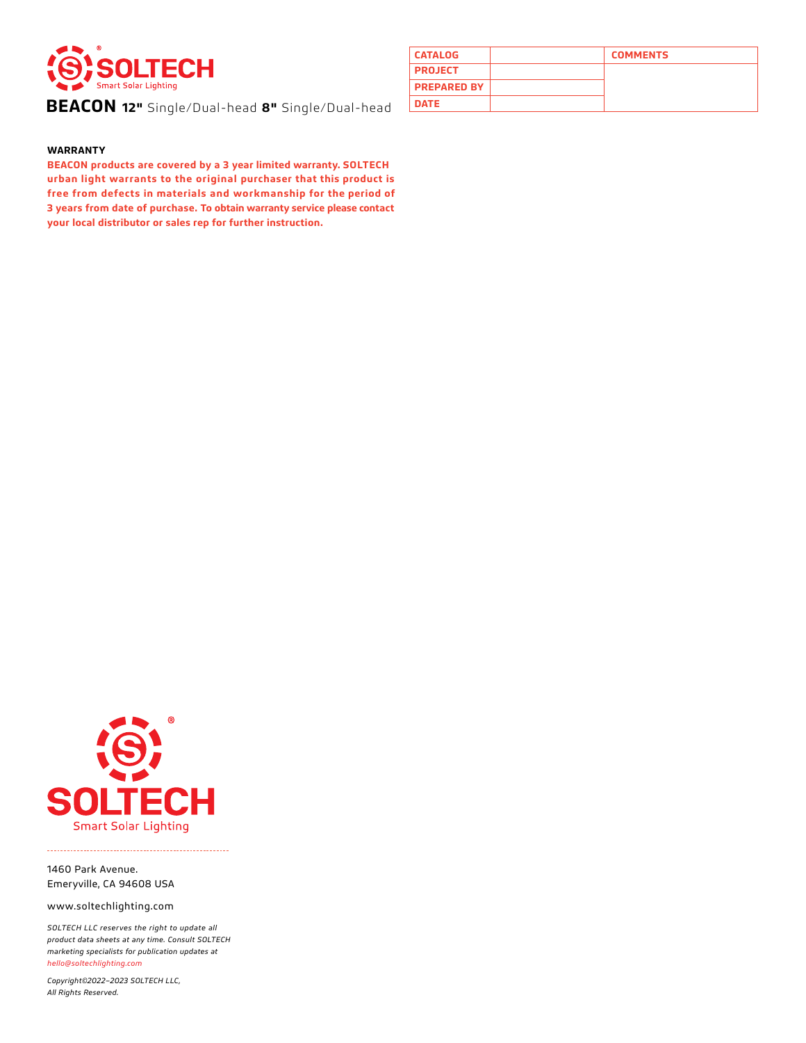**BEACON 12"** Single/Dual-head **8"** Single/Dual-head

| | | |
|---|---|---|
| **CATALOG** | | **COMMENTS** |
| **PROJECT** | | |
| **PREPARED BY** | | |
| **DATE** | | |

**WARRANTY**

**BEACON products are covered by a 3 year limited warranty. SOLTECH urban light warrants to the original purchaser that this product is free from defects in materials and workmanship for the period of 3 years from date of purchase. To obtain warranty service please contact your local distributor or sales rep for further instruction.**

SOLTECH
Smart Solar Lighting

1460 Park Avenue.
Emeryville, CA 94608 USA

www.soltechlighting.com

*SOLTECH LLC reserves the right to update all product data sheets at any time. Consult SOLTECH marketing specialists for publication updates at hello@soltechlighting.com*

*Copyright©2022–2023 SOLTECH LLC, All Rights Reserved.*